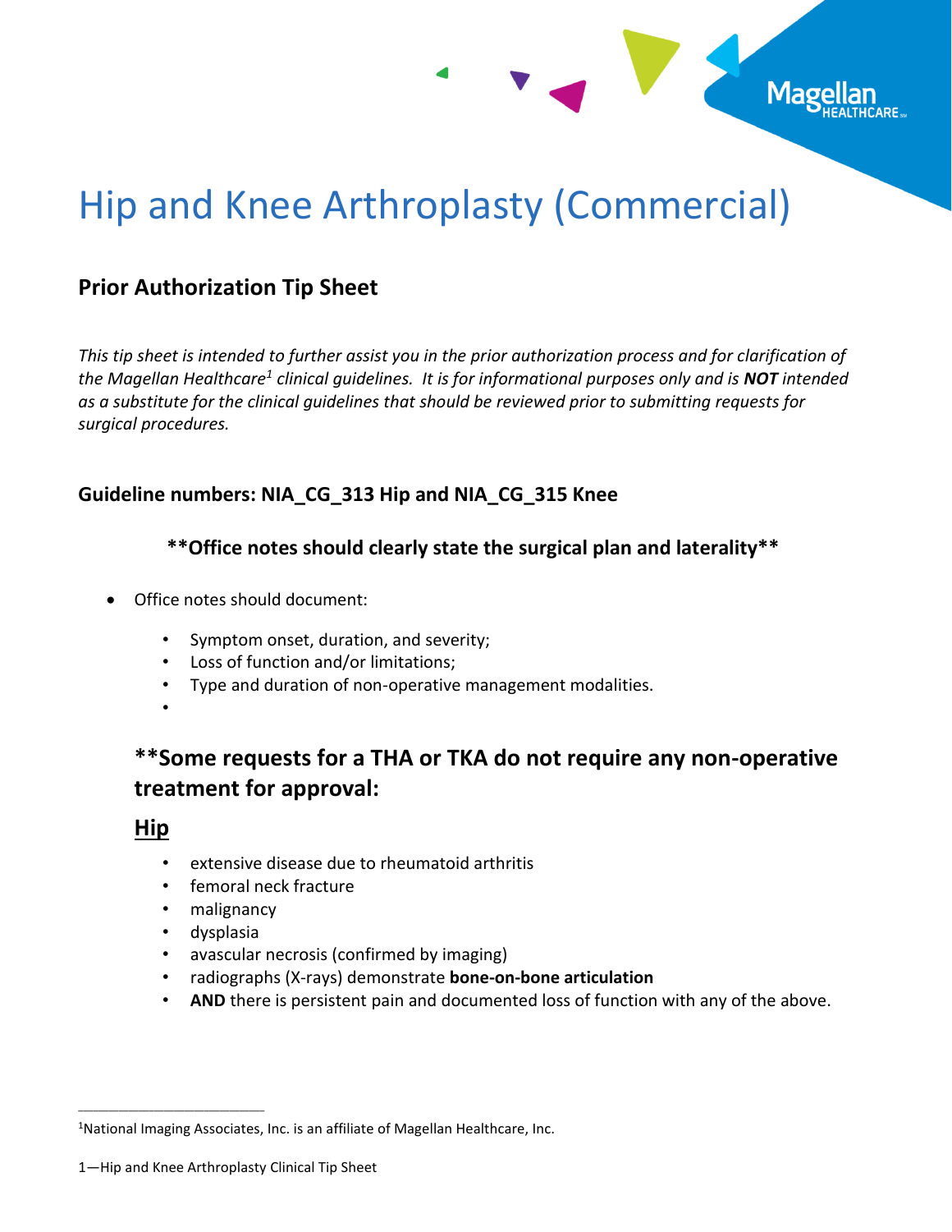# Hip and Knee Arthroplasty (Commercial)

## Prior Authorization Tip Sheet

*This tip sheet is intended to further assist you in the prior authorization process and for clarification of the Magellan Healthcare[1] clinical guidelines. It is for informational purposes only and is **NOT** intended as a substitute for the clinical guidelines that should be reviewed prior to submitting requests for surgical procedures.*

### Guideline numbers: NIA_CG_313 Hip and NIA_CG_315 Knee

**\*\*Office notes should clearly state the surgical plan and laterality\*\***

- Office notes should document:
  - Symptom onset, duration, and severity;
  - Loss of function and/or limitations;
  - Type and duration of non-operative management modalities.

## **Some requests for a THA or TKA do not require any non-operative treatment for approval:

### Hip

- extensive disease due to rheumatoid arthritis
- femoral neck fracture
- malignancy
- dysplasia
- avascular necrosis (confirmed by imaging)
- radiographs (X-rays) demonstrate **bone-on-bone articulation**
- **AND** there is persistent pain and documented loss of function with any of the above.

---

[1]National Imaging Associates, Inc. is an affiliate of Magellan Healthcare, Inc.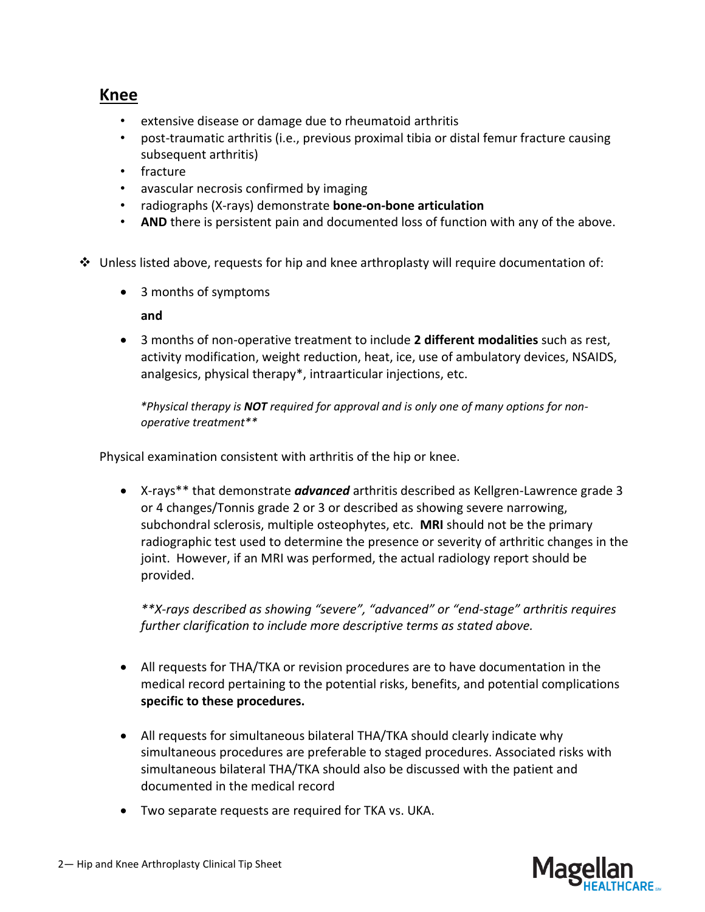## Knee

- extensive disease or damage due to rheumatoid arthritis
- post-traumatic arthritis (i.e., previous proximal tibia or distal femur fracture causing subsequent arthritis)
- fracture
- avascular necrosis confirmed by imaging
- radiographs (X-rays) demonstrate **bone-on-bone articulation**
- **AND** there is persistent pain and documented loss of function with any of the above.

❖ Unless listed above, requests for hip and knee arthroplasty will require documentation of:

- 3 months of symptoms

  **and**

- 3 months of non-operative treatment to include **2 different modalities** such as rest, activity modification, weight reduction, heat, ice, use of ambulatory devices, NSAIDS, analgesics, physical therapy*, intraarticular injections, etc.

  *\*Physical therapy is **NOT** required for approval and is only one of many options for non-operative treatment\*\**

Physical examination consistent with arthritis of the hip or knee.

- X-rays** that demonstrate ***advanced*** arthritis described as Kellgren-Lawrence grade 3 or 4 changes/Tonnis grade 2 or 3 or described as showing severe narrowing, subchondral sclerosis, multiple osteophytes, etc. **MRI** should not be the primary radiographic test used to determine the presence or severity of arthritic changes in the joint. However, if an MRI was performed, the actual radiology report should be provided.

  *\*\*X-rays described as showing "severe", "advanced" or "end-stage" arthritis requires further clarification to include more descriptive terms as stated above.*

- All requests for THA/TKA or revision procedures are to have documentation in the medical record pertaining to the potential risks, benefits, and potential complications **specific to these procedures.**

- All requests for simultaneous bilateral THA/TKA should clearly indicate why simultaneous procedures are preferable to staged procedures. Associated risks with simultaneous bilateral THA/TKA should also be discussed with the patient and documented in the medical record

- Two separate requests are required for TKA vs. UKA.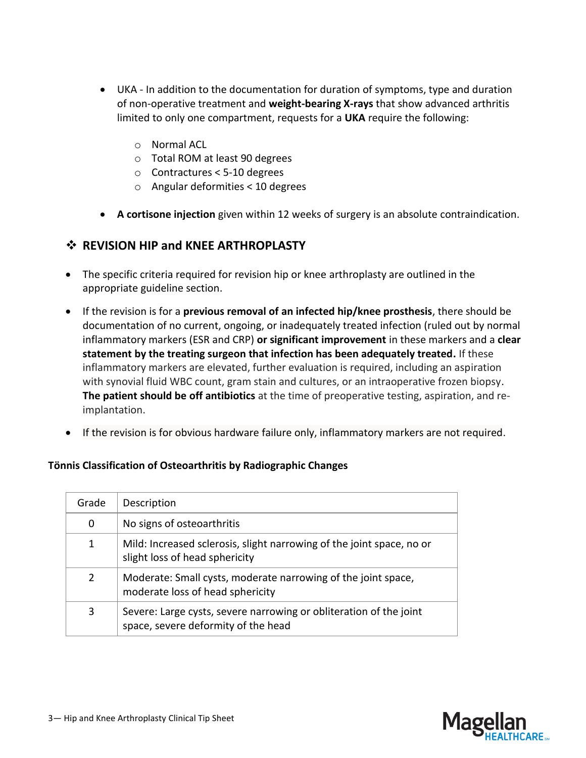- UKA - In addition to the documentation for duration of symptoms, type and duration of non-operative treatment and **weight-bearing X-rays** that show advanced arthritis limited to only one compartment, requests for a **UKA** require the following:
  - Normal ACL
  - Total ROM at least 90 degrees
  - Contractures < 5-10 degrees
  - Angular deformities < 10 degrees
- **A cortisone injection** given within 12 weeks of surgery is an absolute contraindication.

## ❖ REVISION HIP and KNEE ARTHROPLASTY

- The specific criteria required for revision hip or knee arthroplasty are outlined in the appropriate guideline section.
- If the revision is for a **previous removal of an infected hip/knee prosthesis**, there should be documentation of no current, ongoing, or inadequately treated infection (ruled out by normal inflammatory markers (ESR and CRP) **or significant improvement** in these markers and a **clear statement by the treating surgeon that infection has been adequately treated.** If these inflammatory markers are elevated, further evaluation is required, including an aspiration with synovial fluid WBC count, gram stain and cultures, or an intraoperative frozen biopsy. **The patient should be off antibiotics** at the time of preoperative testing, aspiration, and re-implantation.
- If the revision is for obvious hardware failure only, inflammatory markers are not required.

**Tönnis Classification of Osteoarthritis by Radiographic Changes**

| Grade | Description |
|---|---|
| 0 | No signs of osteoarthritis |
| 1 | Mild: Increased sclerosis, slight narrowing of the joint space, no or slight loss of head sphericity |
| 2 | Moderate: Small cysts, moderate narrowing of the joint space, moderate loss of head sphericity |
| 3 | Severe: Large cysts, severe narrowing or obliteration of the joint space, severe deformity of the head |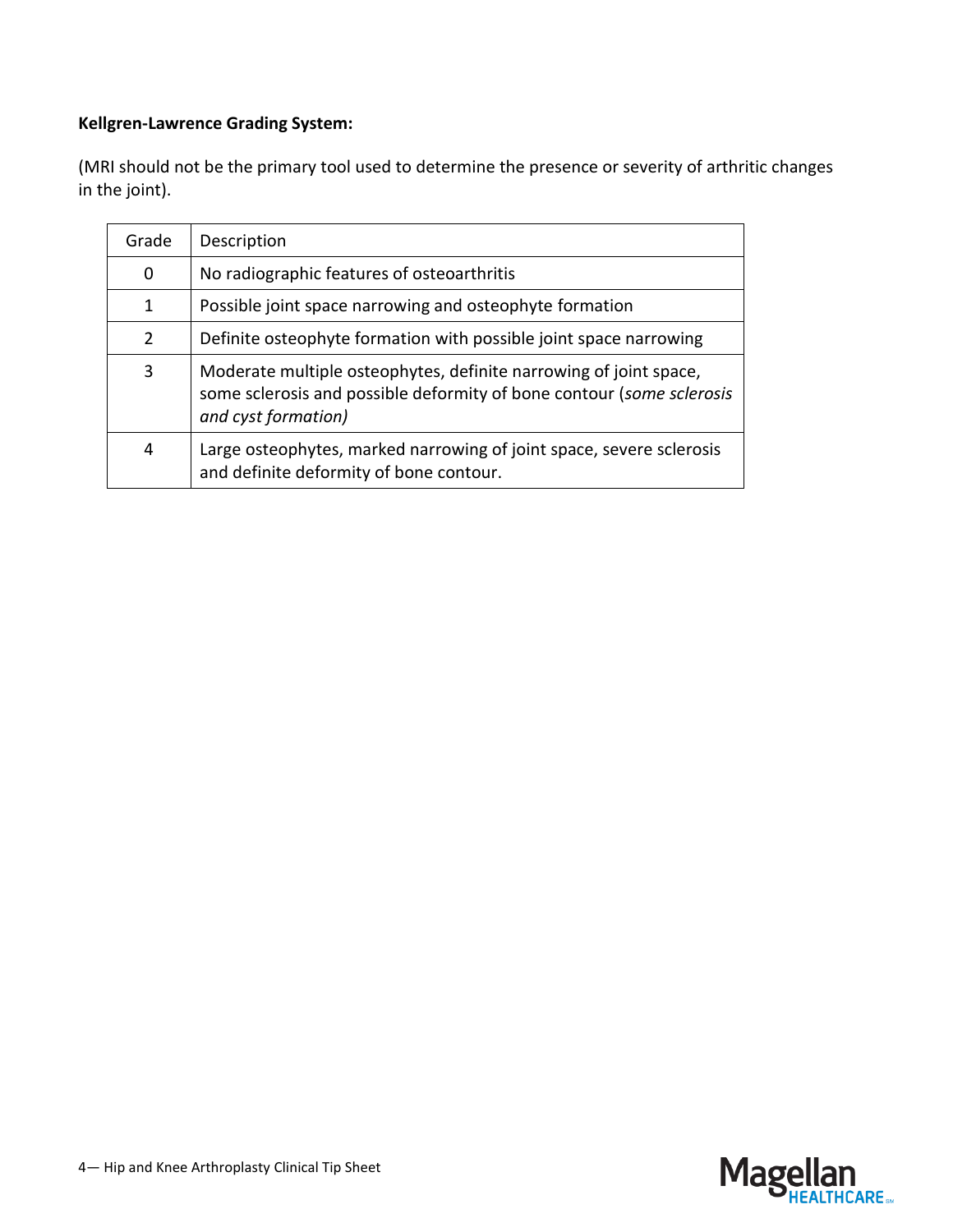**Kellgren-Lawrence Grading System:**

(MRI should not be the primary tool used to determine the presence or severity of arthritic changes in the joint).

| Grade | Description |
|---|---|
| 0 | No radiographic features of osteoarthritis |
| 1 | Possible joint space narrowing and osteophyte formation |
| 2 | Definite osteophyte formation with possible joint space narrowing |
| 3 | Moderate multiple osteophytes, definite narrowing of joint space, some sclerosis and possible deformity of bone contour (*some sclerosis and cyst formation)* |
| 4 | Large osteophytes, marked narrowing of joint space, severe sclerosis and definite deformity of bone contour. |